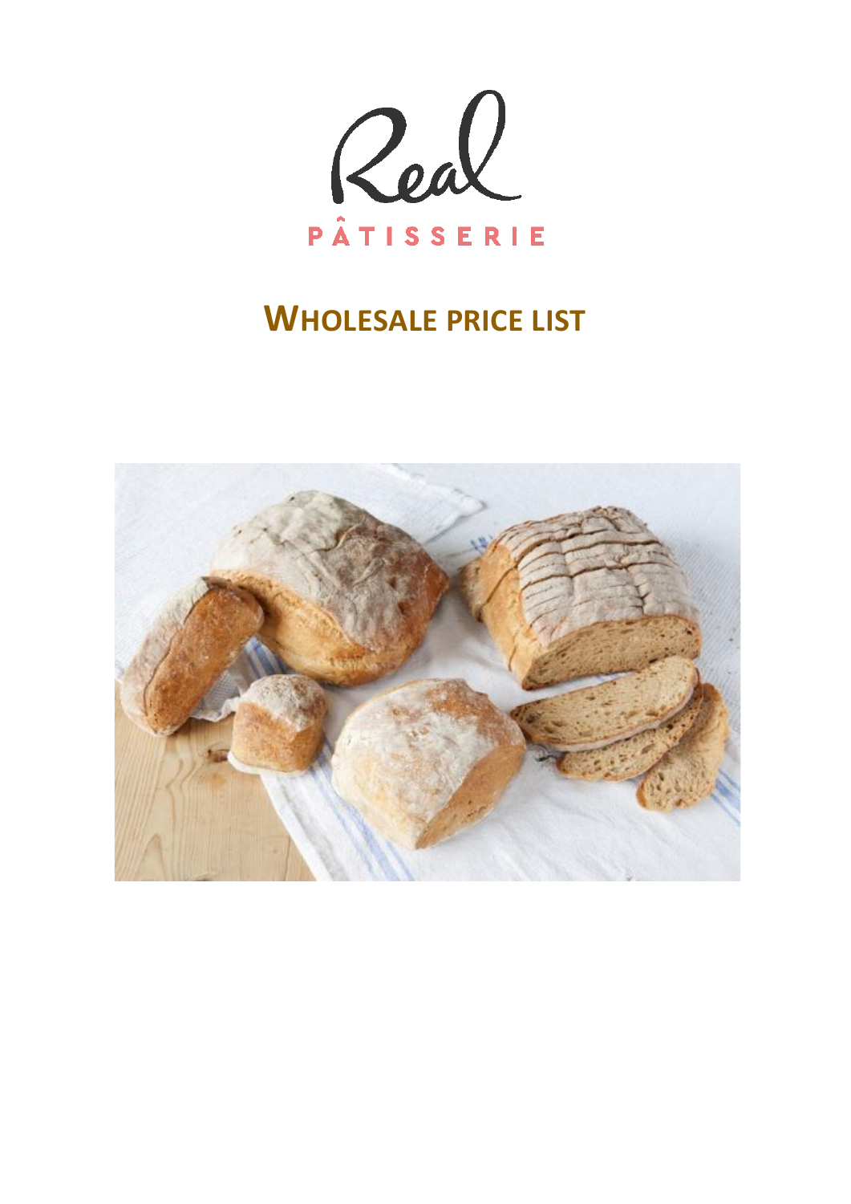Real

PÂTISSERIE

# WHOLESALE PRICE LIST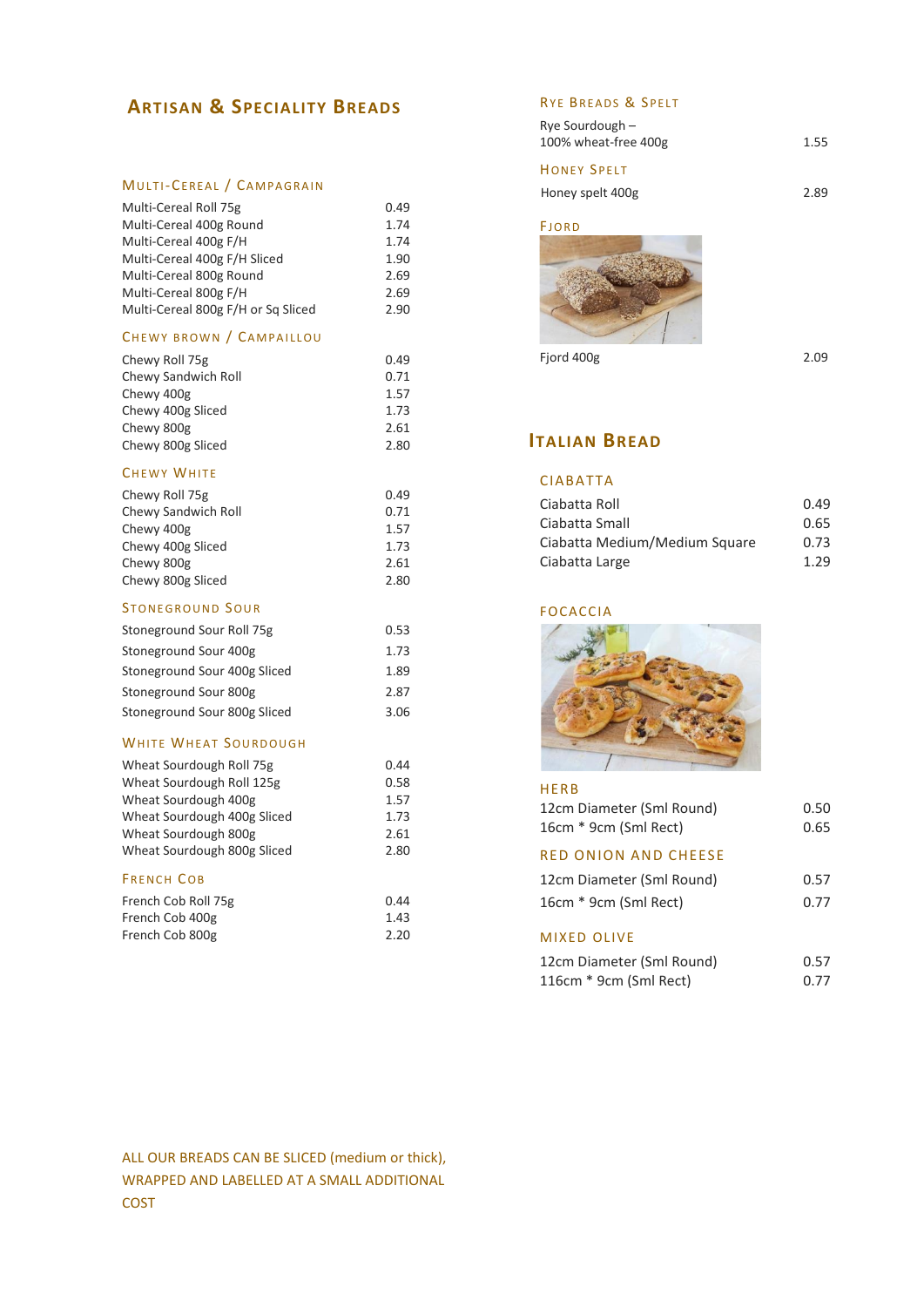# Artisan & Speciality Breads

## Multi-Cereal / Campagrain

| | |
|---|---|
| Multi-Cereal Roll 75g | 0.49 |
| Multi-Cereal 400g Round | 1.74 |
| Multi-Cereal 400g F/H | 1.74 |
| Multi-Cereal 400g F/H Sliced | 1.90 |
| Multi-Cereal 800g Round | 2.69 |
| Multi-Cereal 800g F/H | 2.69 |
| Multi-Cereal 800g F/H or Sq Sliced | 2.90 |

## Chewy Brown / Campaillou

| | |
|---|---|
| Chewy Roll 75g | 0.49 |
| Chewy Sandwich Roll | 0.71 |
| Chewy 400g | 1.57 |
| Chewy 400g Sliced | 1.73 |
| Chewy 800g | 2.61 |
| Chewy 800g Sliced | 2.80 |

## Chewy White

| | |
|---|---|
| Chewy Roll 75g | 0.49 |
| Chewy Sandwich Roll | 0.71 |
| Chewy 400g | 1.57 |
| Chewy 400g Sliced | 1.73 |
| Chewy 800g | 2.61 |
| Chewy 800g Sliced | 2.80 |

## Stoneground Sour

| | |
|---|---|
| Stoneground Sour Roll 75g | 0.53 |
| Stoneground Sour 400g | 1.73 |
| Stoneground Sour 400g Sliced | 1.89 |
| Stoneground Sour 800g | 2.87 |
| Stoneground Sour 800g Sliced | 3.06 |

## White Wheat Sourdough

| | |
|---|---|
| Wheat Sourdough Roll 75g | 0.44 |
| Wheat Sourdough Roll 125g | 0.58 |
| Wheat Sourdough 400g | 1.57 |
| Wheat Sourdough 400g Sliced | 1.73 |
| Wheat Sourdough 800g | 2.61 |
| Wheat Sourdough 800g Sliced | 2.80 |

## French Cob

| | |
|---|---|
| French Cob Roll 75g | 0.44 |
| French Cob 400g | 1.43 |
| French Cob 800g | 2.20 |

## Rye Breads & Spelt

| | |
|---|---|
| Rye Sourdough – 100% wheat-free 400g | 1.55 |

## Honey Spelt

| | |
|---|---|
| Honey spelt 400g | 2.89 |

## Fjord

| | |
|---|---|
| Fjord 400g | 2.09 |

# Italian Bread

## Ciabatta

| | |
|---|---|
| Ciabatta Roll | 0.49 |
| Ciabatta Small | 0.65 |
| Ciabatta Medium/Medium Square | 0.73 |
| Ciabatta Large | 1.29 |

## Focaccia

### Herb

| | |
|---|---|
| 12cm Diameter (Sml Round) | 0.50 |
| 16cm * 9cm (Sml Rect) | 0.65 |

### Red Onion and Cheese

| | |
|---|---|
| 12cm Diameter (Sml Round) | 0.57 |
| 16cm * 9cm (Sml Rect) | 0.77 |

### Mixed Olive

| | |
|---|---|
| 12cm Diameter (Sml Round) | 0.57 |
| 116cm * 9cm (Sml Rect) | 0.77 |

ALL OUR BREADS CAN BE SLICED (medium or thick), WRAPPED AND LABELLED AT A SMALL ADDITIONAL COST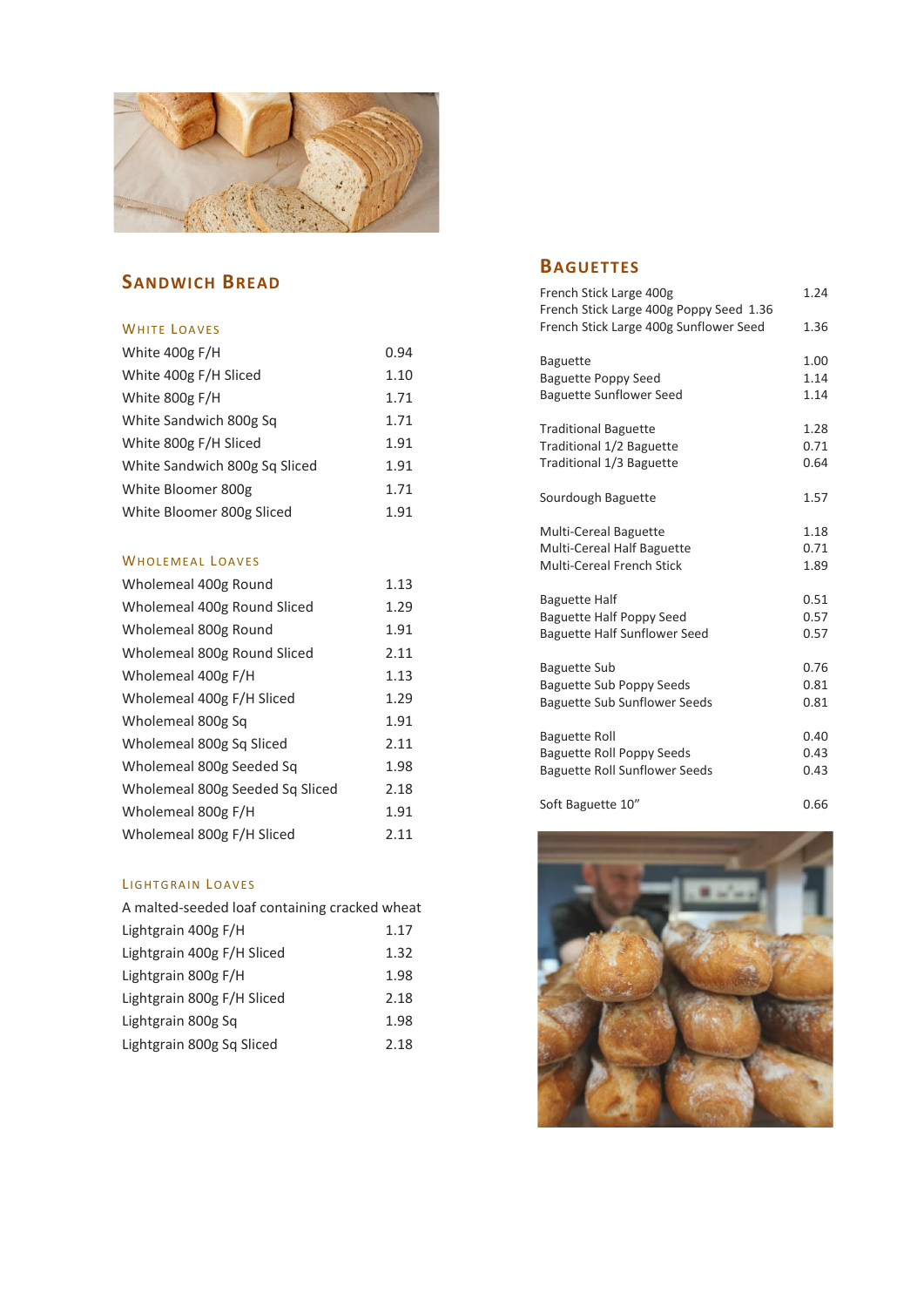## Sandwich Bread

### White Loaves

| | |
|---|---|
| White 400g F/H | 0.94 |
| White 400g F/H Sliced | 1.10 |
| White 800g F/H | 1.71 |
| White Sandwich 800g Sq | 1.71 |
| White 800g F/H Sliced | 1.91 |
| White Sandwich 800g Sq Sliced | 1.91 |
| White Bloomer 800g | 1.71 |
| White Bloomer 800g Sliced | 1.91 |

### Wholemeal Loaves

| | |
|---|---|
| Wholemeal 400g Round | 1.13 |
| Wholemeal 400g Round Sliced | 1.29 |
| Wholemeal 800g Round | 1.91 |
| Wholemeal 800g Round Sliced | 2.11 |
| Wholemeal 400g F/H | 1.13 |
| Wholemeal 400g F/H Sliced | 1.29 |
| Wholemeal 800g Sq | 1.91 |
| Wholemeal 800g Sq Sliced | 2.11 |
| Wholemeal 800g Seeded Sq | 1.98 |
| Wholemeal 800g Seeded Sq Sliced | 2.18 |
| Wholemeal 800g F/H | 1.91 |
| Wholemeal 800g F/H Sliced | 2.11 |

### Lightgrain Loaves

A malted-seeded loaf containing cracked wheat

| | |
|---|---|
| Lightgrain 400g F/H | 1.17 |
| Lightgrain 400g F/H Sliced | 1.32 |
| Lightgrain 800g F/H | 1.98 |
| Lightgrain 800g F/H Sliced | 2.18 |
| Lightgrain 800g Sq | 1.98 |
| Lightgrain 800g Sq Sliced | 2.18 |

## Baguettes

| | |
|---|---|
| French Stick Large 400g | 1.24 |
| French Stick Large 400g Poppy Seed | 1.36 |
| French Stick Large 400g Sunflower Seed | 1.36 |
| Baguette | 1.00 |
| Baguette Poppy Seed | 1.14 |
| Baguette Sunflower Seed | 1.14 |
| Traditional Baguette | 1.28 |
| Traditional 1/2 Baguette | 0.71 |
| Traditional 1/3 Baguette | 0.64 |
| Sourdough Baguette | 1.57 |
| Multi-Cereal Baguette | 1.18 |
| Multi-Cereal Half Baguette | 0.71 |
| Multi-Cereal French Stick | 1.89 |
| Baguette Half | 0.51 |
| Baguette Half Poppy Seed | 0.57 |
| Baguette Half Sunflower Seed | 0.57 |
| Baguette Sub | 0.76 |
| Baguette Sub Poppy Seeds | 0.81 |
| Baguette Sub Sunflower Seeds | 0.81 |
| Baguette Roll | 0.40 |
| Baguette Roll Poppy Seeds | 0.43 |
| Baguette Roll Sunflower Seeds | 0.43 |
| Soft Baguette 10” | 0.66 |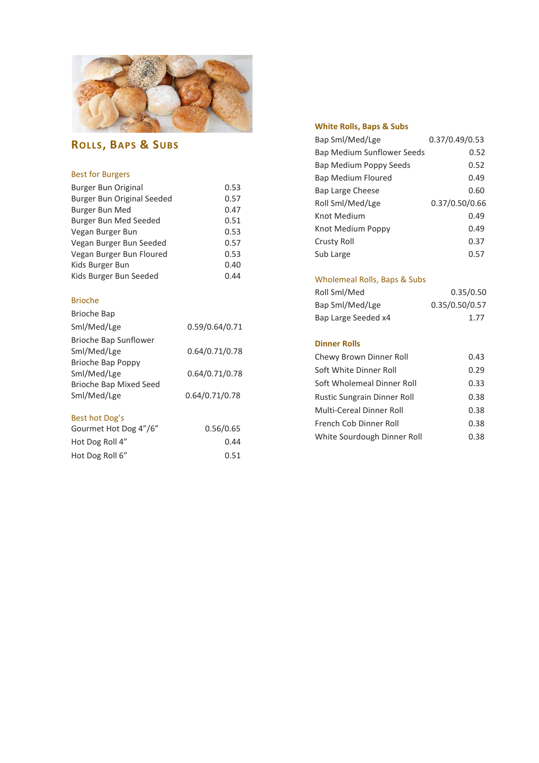## Rolls, Baps & Subs

### Best for Burgers

| Item | Price |
|---|---|
| Burger Bun Original | 0.53 |
| Burger Bun Original Seeded | 0.57 |
| Burger Bun Med | 0.47 |
| Burger Bun Med Seeded | 0.51 |
| Vegan Burger Bun | 0.53 |
| Vegan Burger Bun Seeded | 0.57 |
| Vegan Burger Bun Floured | 0.53 |
| Kids Burger Bun | 0.40 |
| Kids Burger Bun Seeded | 0.44 |

### Brioche

| Item | Price |
|---|---|
| Brioche Bap Sml/Med/Lge | 0.59/0.64/0.71 |
| Brioche Bap Sunflower Sml/Med/Lge | 0.64/0.71/0.78 |
| Brioche Bap Poppy Sml/Med/Lge | 0.64/0.71/0.78 |
| Brioche Bap Mixed Seed Sml/Med/Lge | 0.64/0.71/0.78 |

### Best hot Dog's

| Item | Price |
|---|---|
| Gourmet Hot Dog 4"/6" | 0.56/0.65 |
| Hot Dog Roll 4" | 0.44 |
| Hot Dog Roll 6" | 0.51 |

### White Rolls, Baps & Subs

| Item | Price |
|---|---|
| Bap Sml/Med/Lge | 0.37/0.49/0.53 |
| Bap Medium Sunflower Seeds | 0.52 |
| Bap Medium Poppy Seeds | 0.52 |
| Bap Medium Floured | 0.49 |
| Bap Large Cheese | 0.60 |
| Roll Sml/Med/Lge | 0.37/0.50/0.66 |
| Knot Medium | 0.49 |
| Knot Medium Poppy | 0.49 |
| Crusty Roll | 0.37 |
| Sub Large | 0.57 |

### Wholemeal Rolls, Baps & Subs

| Item | Price |
|---|---|
| Roll Sml/Med | 0.35/0.50 |
| Bap Sml/Med/Lge | 0.35/0.50/0.57 |
| Bap Large Seeded x4 | 1.77 |

### Dinner Rolls

| Item | Price |
|---|---|
| Chewy Brown Dinner Roll | 0.43 |
| Soft White Dinner Roll | 0.29 |
| Soft Wholemeal Dinner Roll | 0.33 |
| Rustic Sungrain Dinner Roll | 0.38 |
| Multi-Cereal Dinner Roll | 0.38 |
| French Cob Dinner Roll | 0.38 |
| White Sourdough Dinner Roll | 0.38 |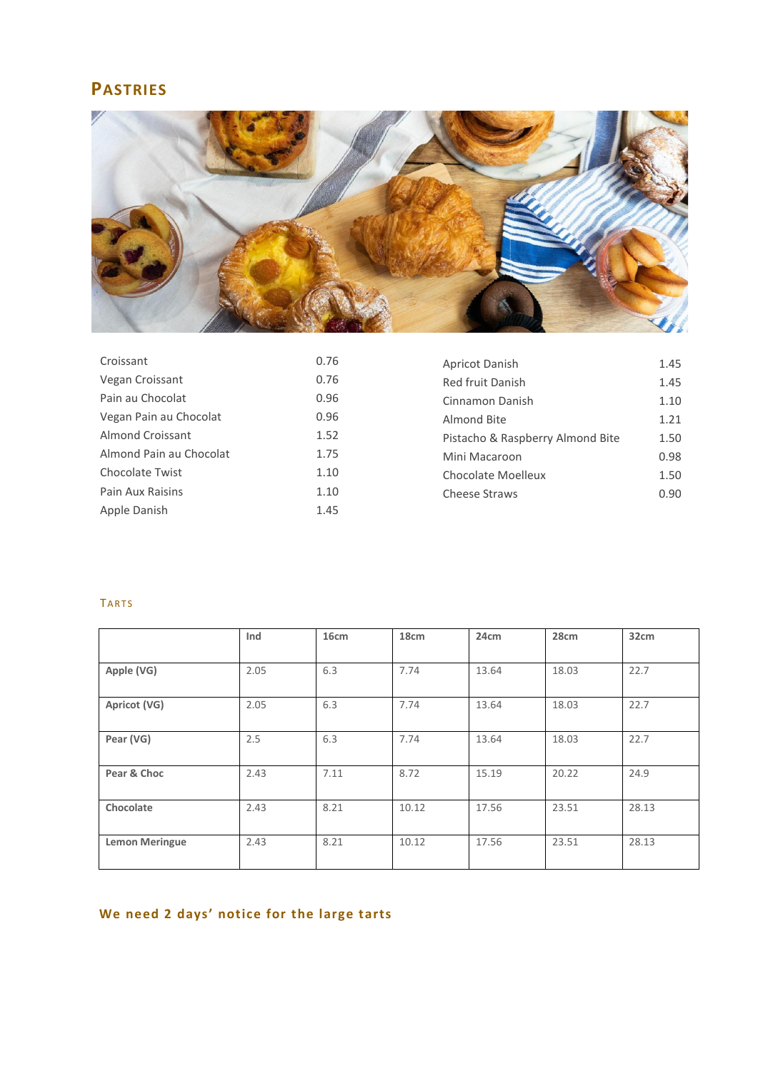# Pastries

| Croissant | 0.76 |
|---|---|
| Vegan Croissant | 0.76 |
| Pain au Chocolat | 0.96 |
| Vegan Pain au Chocolat | 0.96 |
| Almond Croissant | 1.52 |
| Almond Pain au Chocolat | 1.75 |
| Chocolate Twist | 1.10 |
| Pain Aux Raisins | 1.10 |
| Apple Danish | 1.45 |

| Apricot Danish | 1.45 |
|---|---|
| Red fruit Danish | 1.45 |
| Cinnamon Danish | 1.10 |
| Almond Bite | 1.21 |
| Pistacho & Raspberry Almond Bite | 1.50 |
| Mini Macaroon | 0.98 |
| Chocolate Moelleux | 1.50 |
| Cheese Straws | 0.90 |

## Tarts

| | Ind | 16cm | 18cm | 24cm | 28cm | 32cm |
|---|---|---|---|---|---|---|
| **Apple (VG)** | 2.05 | 6.3 | 7.74 | 13.64 | 18.03 | 22.7 |
| **Apricot (VG)** | 2.05 | 6.3 | 7.74 | 13.64 | 18.03 | 22.7 |
| **Pear (VG)** | 2.5 | 6.3 | 7.74 | 13.64 | 18.03 | 22.7 |
| **Pear & Choc** | 2.43 | 7.11 | 8.72 | 15.19 | 20.22 | 24.9 |
| **Chocolate** | 2.43 | 8.21 | 10.12 | 17.56 | 23.51 | 28.13 |
| **Lemon Meringue** | 2.43 | 8.21 | 10.12 | 17.56 | 23.51 | 28.13 |

**We need 2 days' notice for the large tarts**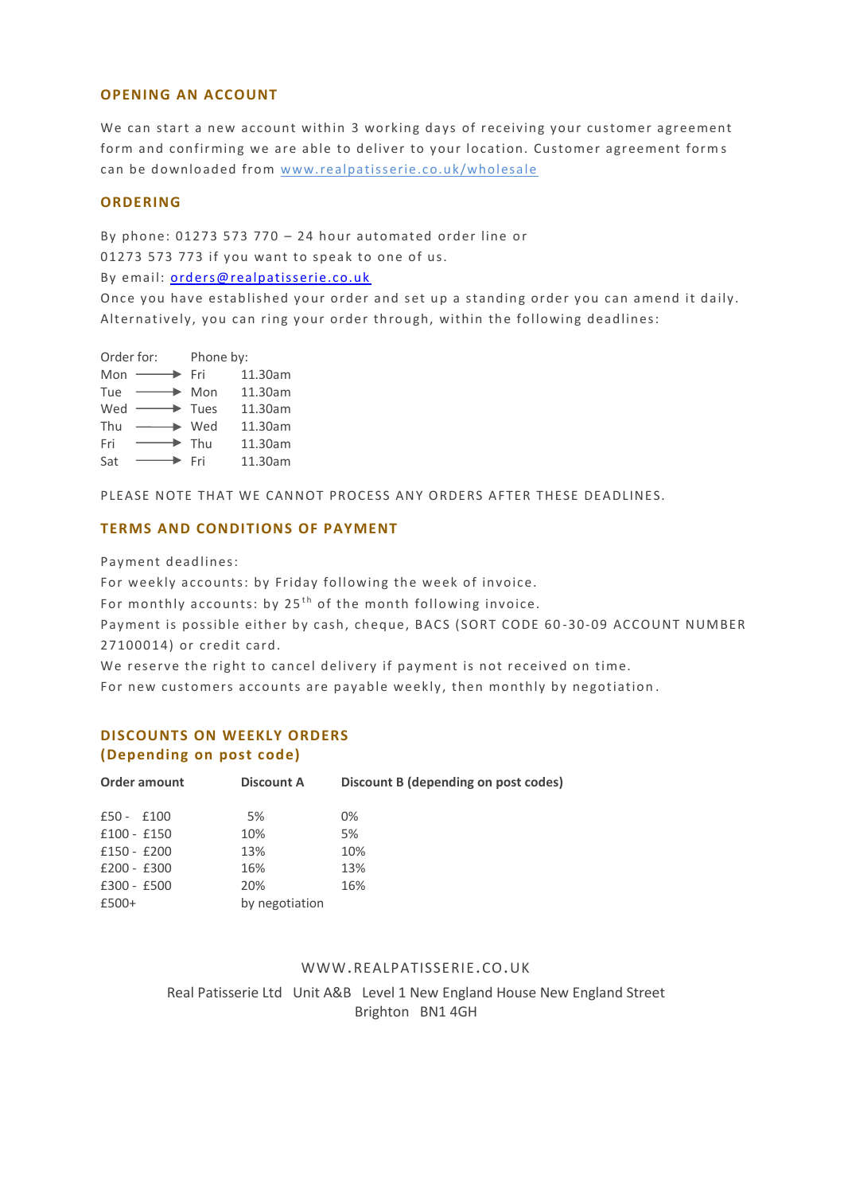## OPENING AN ACCOUNT

We can start a new account within 3 working days of receiving your customer agreement form and confirming we are able to deliver to your location. Customer agreement forms can be downloaded from www.realpatisserie.co.uk/wholesale

## ORDERING

By phone: 01273 573 770 – 24 hour automated order line or
01273 573 773 if you want to speak to one of us.
By email: orders@realpatisserie.co.uk
Once you have established your order and set up a standing order you can amend it daily. Alternatively, you can ring your order through, within the following deadlines:

| Order for: | Phone by: | |
|---|---|---|
| Mon → | Fri | 11.30am |
| Tue → | Mon | 11.30am |
| Wed → | Tues | 11.30am |
| Thu → | Wed | 11.30am |
| Fri → | Thu | 11.30am |
| Sat → | Fri | 11.30am |

PLEASE NOTE THAT WE CANNOT PROCESS ANY ORDERS AFTER THESE DEADLINES.

## TERMS AND CONDITIONS OF PAYMENT

Payment deadlines:
For weekly accounts: by Friday following the week of invoice.
For monthly accounts: by 25th of the month following invoice.
Payment is possible either by cash, cheque, BACS (SORT CODE 60-30-09 ACCOUNT NUMBER 27100014) or credit card.
We reserve the right to cancel delivery if payment is not received on time.
For new customers accounts are payable weekly, then monthly by negotiation.

## DISCOUNTS ON WEEKLY ORDERS (Depending on post code)

| Order amount | Discount A | Discount B (depending on post codes) |
|---|---|---|
| £50 - £100 | 5% | 0% |
| £100 - £150 | 10% | 5% |
| £150 - £200 | 13% | 10% |
| £200 - £300 | 16% | 13% |
| £300 - £500 | 20% | 16% |
| £500+ | by negotiation | |

WWW.REALPATISSERIE.CO.UK

Real Patisserie Ltd Unit A&B Level 1 New England House New England Street
Brighton BN1 4GH